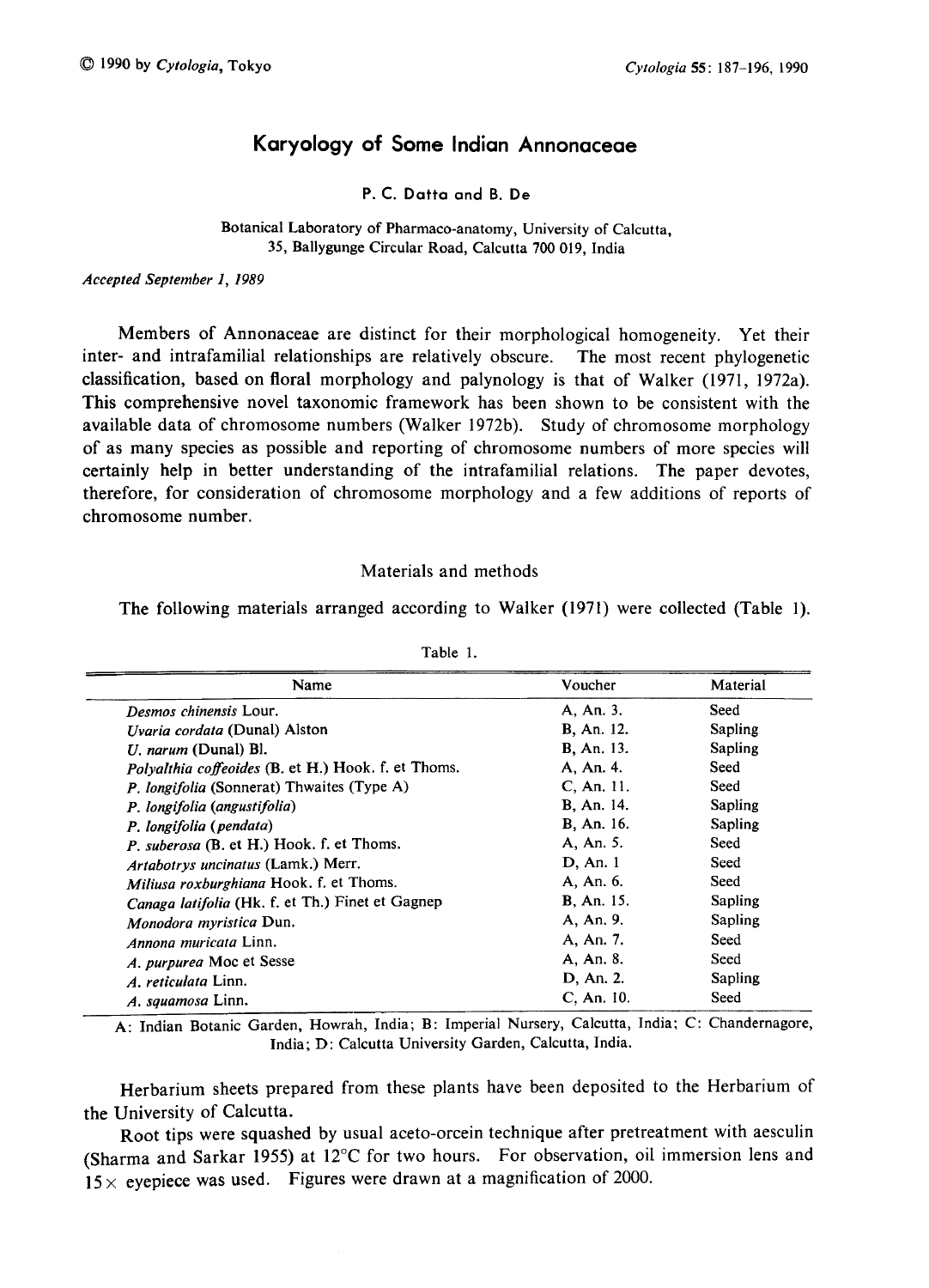# Karyology of Some Indian Annonaceae

P. C. Datta and B. De

Botanical Laboratory of Pharmaco-anatomy, University of Calcutta, 35, Ballygunge Circular Road, Calcutta 700 019, India

*Accepted September 1, 1989*

Members of Annonaceae are distinct for their morphological homogeneity. Yet their inter- and intrafamilial relationships are relatively obscure. The most recent phylogenetic classification, based on floral morphology and palynology is that of Walker (1971, 1972a). This comprehensive novel taxonomic framework has been shown to be consistent with the available data of chromosome numbers (Walker 1972b). Study of chromosome morphology of as many species as possible and reporting of chromosome numbers of more species will certainly help in better understanding of the intrafamilial relations. The paper devotes, therefore, for consideration of chromosome morphology and a few additions of reports of chromosome number.

## Materials and methods

The following materials arranged according to Walker (1971) were collected (Table 1).

Table 1.

| Name | Voucher | Material |
|---|---|---|
| *Desmos chinensis* Lour. | A, An. 3. | Seed |
| *Uvaria cordata* (Dunal) Alston | B, An. 12. | Sapling |
| *U. narum* (Dunal) Bl. | B, An. 13. | Sapling |
| *Polyalthia coffeoides* (B. et H.) Hook. f. et Thoms. | A, An. 4. | Seed |
| *P. longifolia* (Sonnerat) Thwaites (Type A) | C, An. 11. | Seed |
| *P. longifolia* (*angustifolia*) | B, An. 14. | Sapling |
| *P. longifolia* (*pendata*) | B, An. 16. | Sapling |
| *P. suberosa* (B. et H.) Hook. f. et Thoms. | A, An. 5. | Seed |
| *Artabotrys uncinatus* (Lamk.) Merr. | D, An. 1 | Seed |
| *Miliusa roxburghiana* Hook. f. et Thoms. | A, An. 6. | Seed |
| *Canaga latifolia* (Hk. f. et Th.) Finet et Gagnep | B, An. 15. | Sapling |
| *Monodora myristica* Dun. | A, An. 9. | Sapling |
| *Annona muricata* Linn. | A, An. 7. | Seed |
| *A. purpurea* Moc et Sesse | A, An. 8. | Seed |
| *A. reticulata* Linn. | D, An. 2. | Sapling |
| *A. squamosa* Linn. | C, An. 10. | Seed |

A: Indian Botanic Garden, Howrah, India; B: Imperial Nursery, Calcutta, India; C: Chandernagore, India; D: Calcutta University Garden, Calcutta, India.

Herbarium sheets prepared from these plants have been deposited to the Herbarium of the University of Calcutta.

Root tips were squashed by usual aceto-orcein technique after pretreatment with aesculin (Sharma and Sarkar 1955) at 12°C for two hours. For observation, oil immersion lens and 15× eyepiece was used. Figures were drawn at a magnification of 2000.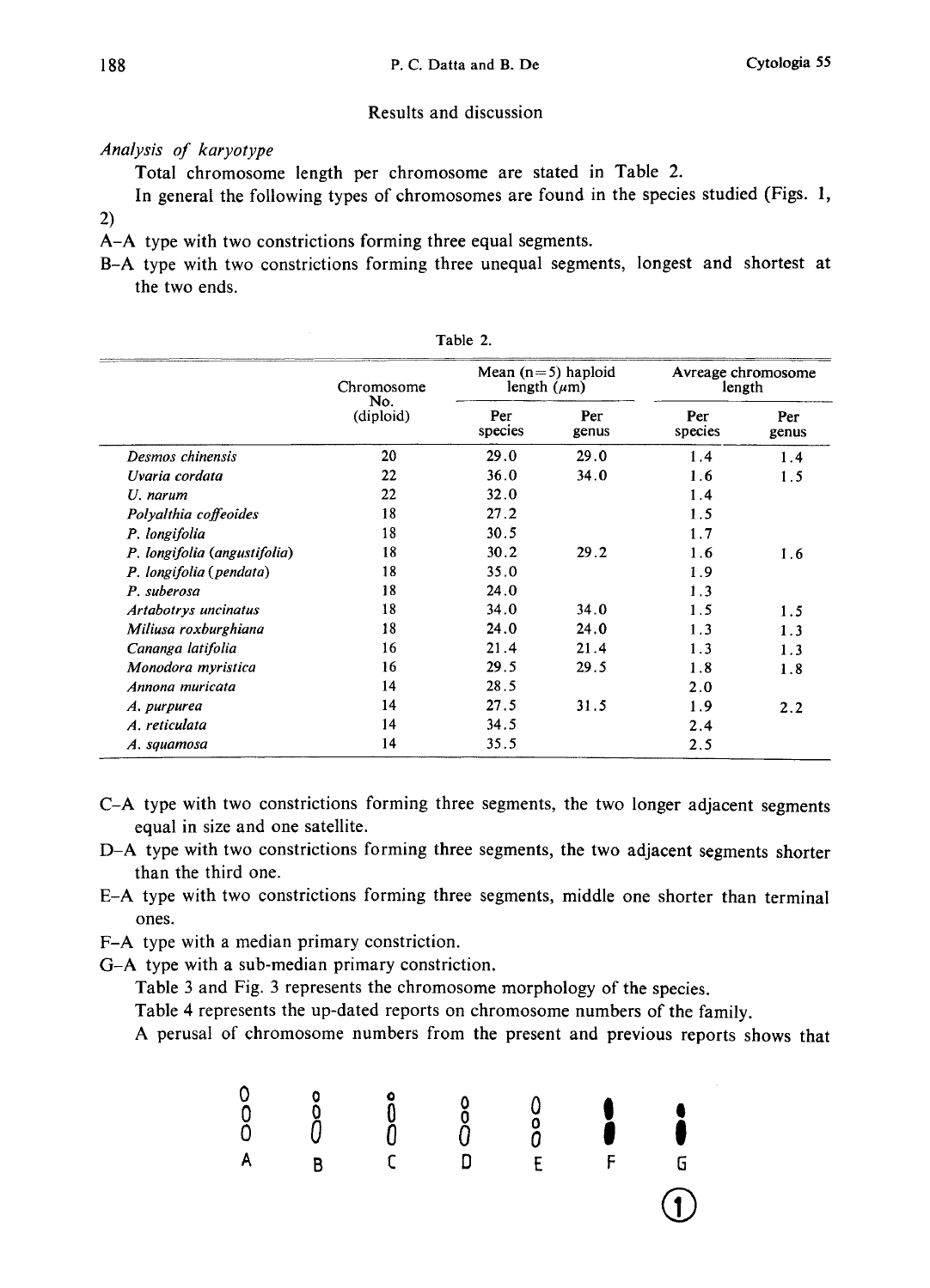## Results and discussion

*Analysis of karyotype*

Total chromosome length per chromosome are stated in Table 2.

In general the following types of chromosomes are found in the species studied (Figs. 1, 2)

A–A type with two constrictions forming three equal segments.

B–A type with two constrictions forming three unequal segments, longest and shortest at the two ends.

Table 2.

| | Chromosome No. (diploid) | Mean (n=5) haploid length (μm) | | Avreage chromosome length | |
|---|---|---|---|---|---|
| | | Per species | Per genus | Per species | Per genus |
| *Desmos chinensis* | 20 | 29.0 | 29.0 | 1.4 | 1.4 |
| *Uvaria cordata* | 22 | 36.0 | 34.0 | 1.6 | 1.5 |
| *U. narum* | 22 | 32.0 | | 1.4 | |
| *Polyalthia coffeoides* | 18 | 27.2 | | 1.5 | |
| *P. longifolia* | 18 | 30.5 | | 1.7 | |
| *P. longifolia* (*angustifolia*) | 18 | 30.2 | 29.2 | 1.6 | 1.6 |
| *P. longifolia* (*pendata*) | 18 | 35.0 | | 1.9 | |
| *P. suberosa* | 18 | 24.0 | | 1.3 | |
| *Artabotrys uncinatus* | 18 | 34.0 | 34.0 | 1.5 | 1.5 |
| *Miliusa roxburghiana* | 18 | 24.0 | 24.0 | 1.3 | 1.3 |
| *Cananga latifolia* | 16 | 21.4 | 21.4 | 1.3 | 1.3 |
| *Monodora myristica* | 16 | 29.5 | 29.5 | 1.8 | 1.8 |
| *Annona muricata* | 14 | 28.5 | | 2.0 | |
| *A. purpurea* | 14 | 27.5 | 31.5 | 1.9 | 2.2 |
| *A. reticulata* | 14 | 34.5 | | 2.4 | |
| *A. squamosa* | 14 | 35.5 | | 2.5 | |

C–A type with two constrictions forming three segments, the two longer adjacent segments equal in size and one satellite.

D–A type with two constrictions forming three segments, the two adjacent segments shorter than the third one.

E–A type with two constrictions forming three segments, middle one shorter than terminal ones.

F–A type with a median primary constriction.

G–A type with a sub-median primary constriction.

Table 3 and Fig. 3 represents the chromosome morphology of the species.

Table 4 represents the up-dated reports on chromosome numbers of the family.

A perusal of chromosome numbers from the present and previous reports shows that

A B C D E F G

①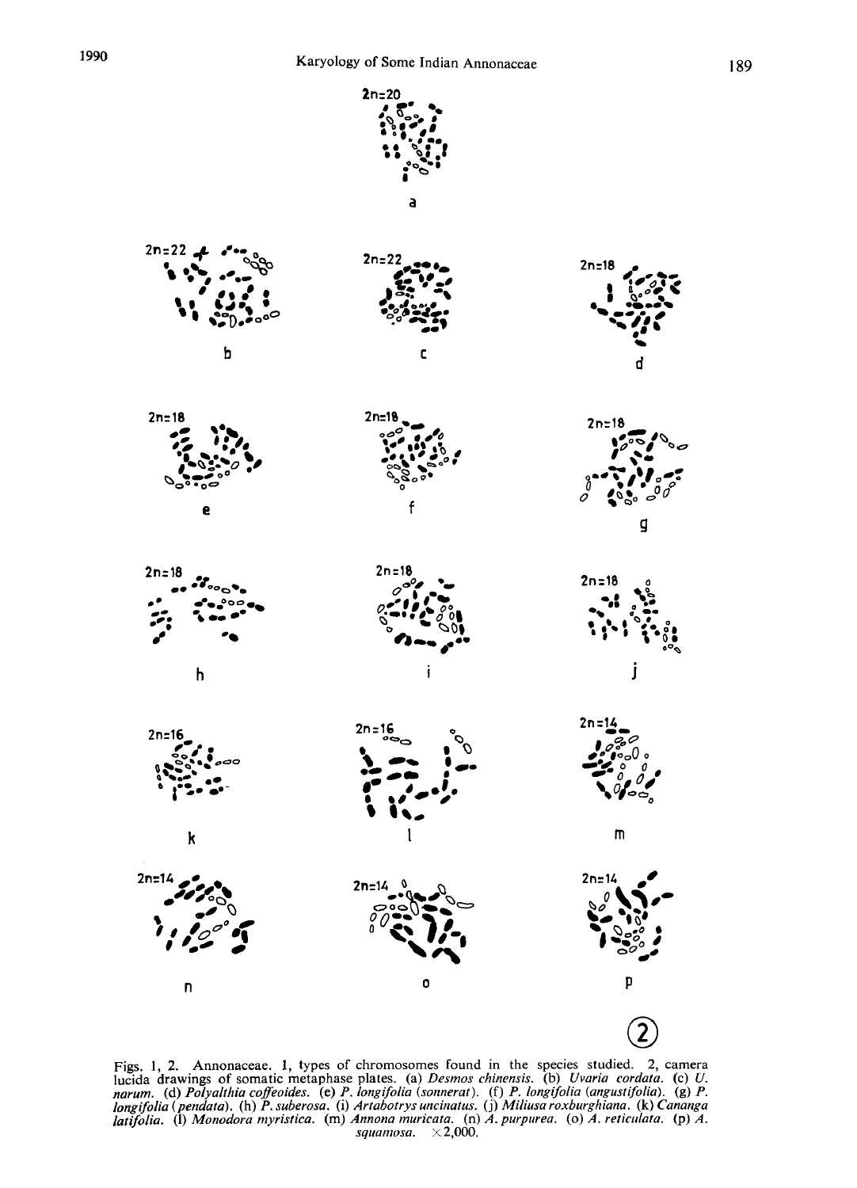Figs. 1, 2. Annonaceae. 1, types of chromosomes found in the species studied. 2, camera lucida drawings of somatic metaphase plates. (a) *Desmos chinensis*. (b) *Uvaria cordata*. (c) *U. narum*. (d) *Polyalthia coffeoides*. (e) *P. longifolia* (*sonnerat*). (f) *P. longifolia* (*angustifolia*). (g) *P. longifolia* (*pendata*). (h) *P. suberosa*. (i) *Artabotrys uncinatus*. (j) *Miliusa roxburghiana*. (k) *Cananga latifolia*. (l) *Monodora myristica*. (m) *Annona muricata*. (n) *A. purpurea*. (o) *A. reticulata*. (p) *A. squamosa*. ×2,000.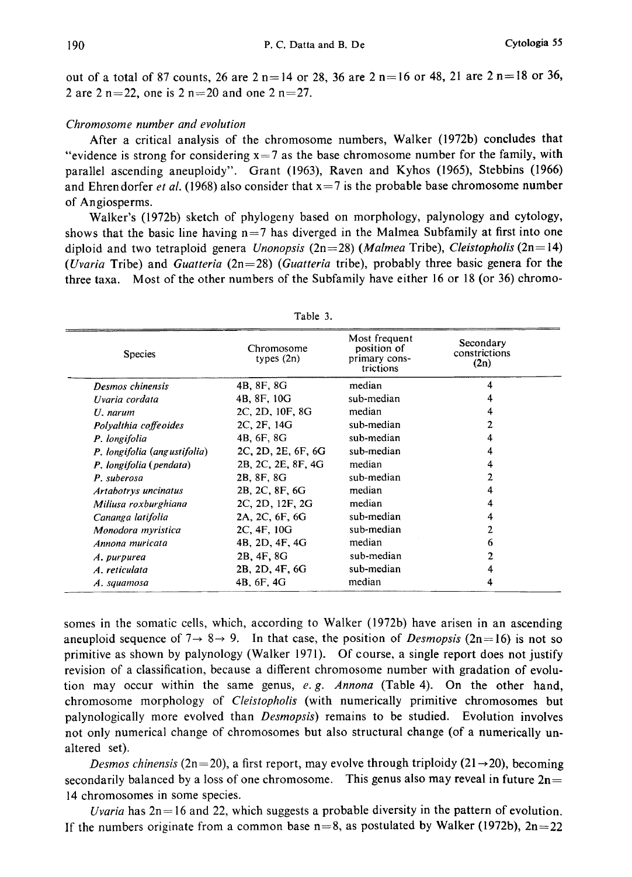out of a total of 87 counts, 26 are 2 n=14 or 28, 36 are 2 n=16 or 48, 21 are 2 n=18 or 36, 2 are 2 n=22, one is 2 n=20 and one 2 n=27.

*Chromosome number and evolution*

After a critical analysis of the chromosome numbers, Walker (1972b) concludes that "evidence is strong for considering x=7 as the base chromosome number for the family, with parallel ascending aneuploidy". Grant (1963), Raven and Kyhos (1965), Stebbins (1966) and Ehrendorfer *et al.* (1968) also consider that x=7 is the probable base chromosome number of Angiosperms.

Walker's (1972b) sketch of phylogeny based on morphology, palynology and cytology, shows that the basic line having n=7 has diverged in the Malmea Subfamily at first into one diploid and two tetraploid genera *Unonopsis* (2n=28) (*Malmea* Tribe), *Cleistopholis* (2n=14) (*Uvaria* Tribe) and *Guatteria* (2n=28) (*Guatteria* tribe), probably three basic genera for the three taxa. Most of the other numbers of the Subfamily have either 16 or 18 (or 36) chromosomes in the somatic cells, which, according to Walker (1972b) have arisen in an ascending aneuploid sequence of 7→ 8→ 9. In that case, the position of *Desmopsis* (2n=16) is not so primitive as shown by palynology (Walker 1971). Of course, a single report does not justify revision of a classification, because a different chromosome number with gradation of evolution may occur within the same genus, *e. g. Annona* (Table 4). On the other hand, chromosome morphology of *Cleistopholis* (with numerically primitive chromosomes but palynologically more evolved than *Desmopsis*) remains to be studied. Evolution involves not only numerical change of chromosomes but also structural change (of a numerically unaltered set).

Table 3.

| Species | Chromosome types (2n) | Most frequent position of primary constrictions | Secondary constrictions (2n) |
|---|---|---|---|
| *Desmos chinensis* | 4B, 8F, 8G | median | 4 |
| *Uvaria cordata* | 4B, 8F, 10G | sub-median | 4 |
| *U. narum* | 2C, 2D, 10F, 8G | median | 4 |
| *Polyalthia coffeoides* | 2C, 2F, 14G | sub-median | 2 |
| *P. longifolia* | 4B, 6F, 8G | sub-median | 4 |
| *P. longifolia* (*angustifolia*) | 2C, 2D, 2E, 6F, 6G | sub-median | 4 |
| *P. longifolia* (*pendata*) | 2B, 2C, 2E, 8F, 4G | median | 4 |
| *P. suberosa* | 2B, 8F, 8G | sub-median | 2 |
| *Artabotrys uncinatus* | 2B, 2C, 8F, 6G | median | 4 |
| *Miliusa roxburghiana* | 2C, 2D, 12F, 2G | median | 4 |
| *Cananga latifolia* | 2A, 2C, 6F, 6G | sub-median | 4 |
| *Monodora myristica* | 2C, 4F, 10G | sub-median | 2 |
| *Annona muricata* | 4B, 2D, 4F, 4G | median | 6 |
| *A. purpurea* | 2B, 4F, 8G | sub-median | 2 |
| *A. reticulata* | 2B, 2D, 4F, 6G | sub-median | 4 |
| *A. squamosa* | 4B, 6F, 4G | median | 4 |

*Desmos chinensis* (2n=20), a first report, may evolve through triploidy (21→20), becoming secondarily balanced by a loss of one chromosome. This genus also may reveal in future 2n=14 chromosomes in some species.

*Uvaria* has 2n=16 and 22, which suggests a probable diversity in the pattern of evolution. If the numbers originate from a common base n=8, as postulated by Walker (1972b), 2n=22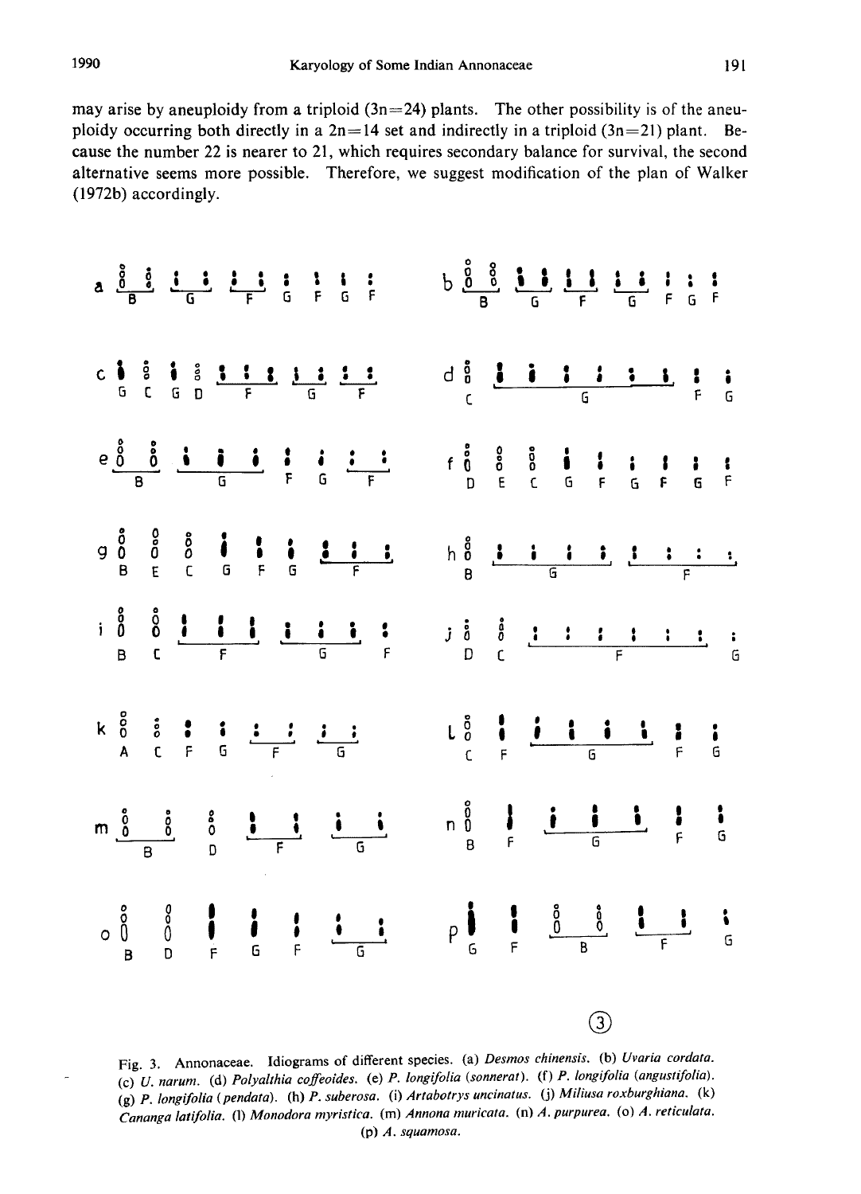may arise by aneuploidy from a triploid (3n=24) plants. The other possibility is of the aneuploidy occurring both directly in a 2n=14 set and indirectly in a triploid (3n=21) plant. Because the number 22 is nearer to 21, which requires secondary balance for survival, the second alternative seems more possible. Therefore, we suggest modification of the plan of Walker (1972b) accordingly.

Fig. 3. Annonaceae. Idiograms of different species. (a) *Desmos chinensis*. (b) *Uvaria cordata*. (c) *U. narum*. (d) *Polyalthia coffeoides*. (e) *P. longifolia* (*sonnerat*). (f) *P. longifolia* (*angustifolia*). (g) *P. longifolia* (*pendata*). (h) *P. suberosa*. (i) *Artabotrys uncinatus*. (j) *Miliusa roxburghiana*. (k) *Cananga latifolia*. (l) *Monodora myristica*. (m) *Annona muricata*. (n) *A. purpurea*. (o) *A. reticulata*. (p) *A. squamosa*.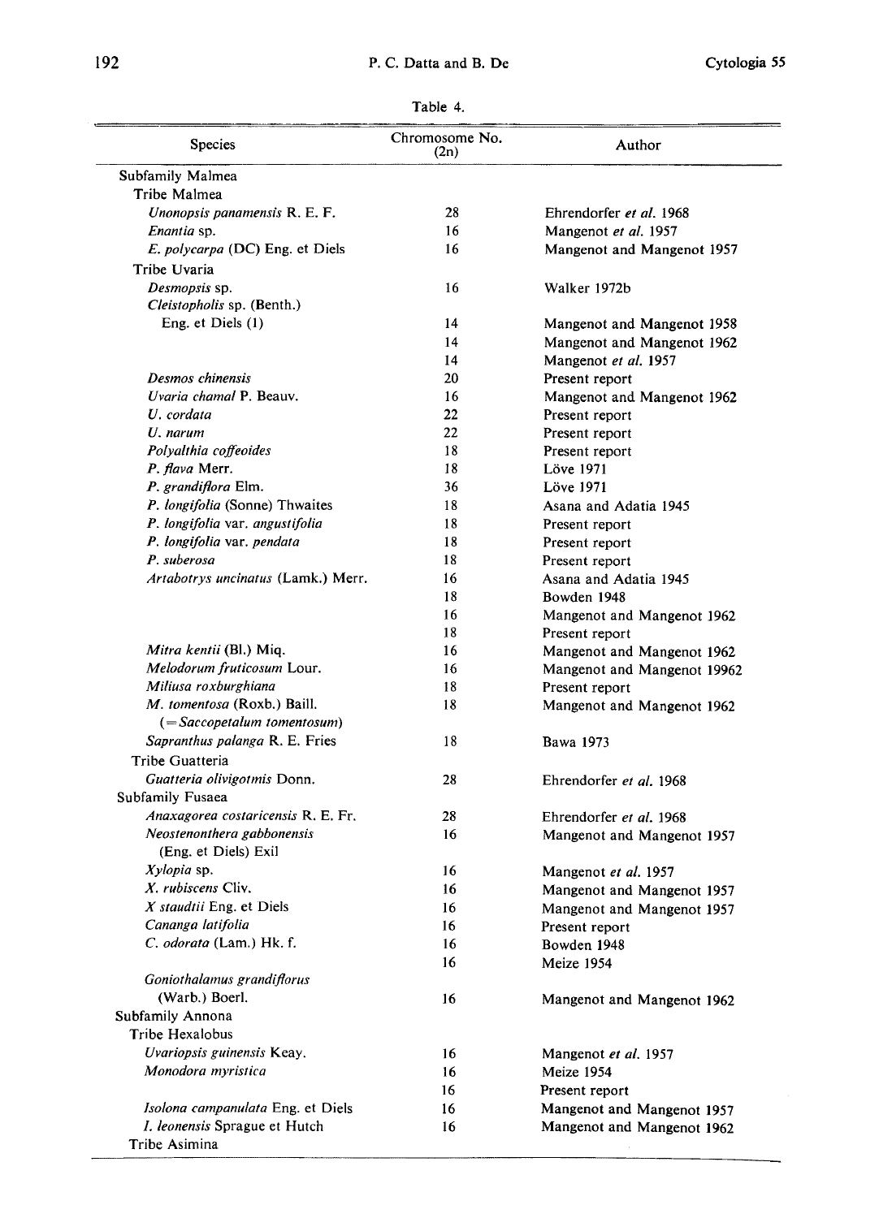Table 4.

| Species | Chromosome No. (2n) | Author |
|---|---|---|
| Subfamily Malmea | | |
| Tribe Malmea | | |
| *Unonopsis panamensis* R. E. F. | 28 | Ehrendorfer *et al.* 1968 |
| *Enantia* sp. | 16 | Mangenot *et al.* 1957 |
| *E. polycarpa* (DC) Eng. et Diels | 16 | Mangenot and Mangenot 1957 |
| Tribe Uvaria | | |
| *Desmopsis* sp. | 16 | Walker 1972b |
| *Cleistopholis* sp. (Benth.) Eng. et Diels (1) | 14 | Mangenot and Mangenot 1958 |
| | 14 | Mangenot and Mangenot 1962 |
| | 14 | Mangenot *et al.* 1957 |
| *Desmos chinensis* | 20 | Present report |
| *Uvaria chamal* P. Beauv. | 16 | Mangenot and Mangenot 1962 |
| *U. cordata* | 22 | Present report |
| *U. narum* | 22 | Present report |
| *Polyalthia coffeoides* | 18 | Present report |
| *P. flava* Merr. | 18 | Löve 1971 |
| *P. grandiflora* Elm. | 36 | Löve 1971 |
| *P. longifolia* (Sonne) Thwaites | 18 | Asana and Adatia 1945 |
| *P. longifolia* var. *angustifolia* | 18 | Present report |
| *P. longifolia* var. *pendata* | 18 | Present report |
| *P. suberosa* | 18 | Present report |
| *Artabotrys uncinatus* (Lamk.) Merr. | 16 | Asana and Adatia 1945 |
| | 18 | Bowden 1948 |
| | 16 | Mangenot and Mangenot 1962 |
| | 18 | Present report |
| *Mitra kentii* (Bl.) Miq. | 16 | Mangenot and Mangenot 1962 |
| *Melodorum fruticosum* Lour. | 16 | Mangenot and Mangenot 19962 |
| *Miliusa roxburghiana* | 18 | Present report |
| *M. tomentosa* (Roxb.) Baill. (=*Saccopetalum tomentosum*) | 18 | Mangenot and Mangenot 1962 |
| *Sapranthus palanga* R. E. Fries | 18 | Bawa 1973 |
| Tribe Guatteria | | |
| *Guatteria olivigotmis* Donn. | 28 | Ehrendorfer *et al.* 1968 |
| Subfamily Fusaea | | |
| *Anaxagorea costaricensis* R. E. Fr. | 28 | Ehrendorfer *et al.* 1968 |
| *Neostenonthera gabbonensis* (Eng. et Diels) Exil | 16 | Mangenot and Mangenot 1957 |
| *Xylopia* sp. | 16 | Mangenot *et al.* 1957 |
| *X. rubiscens* Cliv. | 16 | Mangenot and Mangenot 1957 |
| *X staudtii* Eng. et Diels | 16 | Mangenot and Mangenot 1957 |
| *Cananga latifolia* | 16 | Present report |
| *C. odorata* (Lam.) Hk. f. | 16 | Bowden 1948 |
| | 16 | Meize 1954 |
| *Goniothalamus grandiflorus* (Warb.) Boerl. | 16 | Mangenot and Mangenot 1962 |
| Subfamily Annona | | |
| Tribe Hexalobus | | |
| *Uvariopsis guinensis* Keay. | 16 | Mangenot *et al.* 1957 |
| *Monodora myristica* | 16 | Meize 1954 |
| | 16 | Present report |
| *Isolona campanulata* Eng. et Diels | 16 | Mangenot and Mangenot 1957 |
| *I. leonensis* Sprague et Hutch | 16 | Mangenot and Mangenot 1962 |
| Tribe Asimina | | |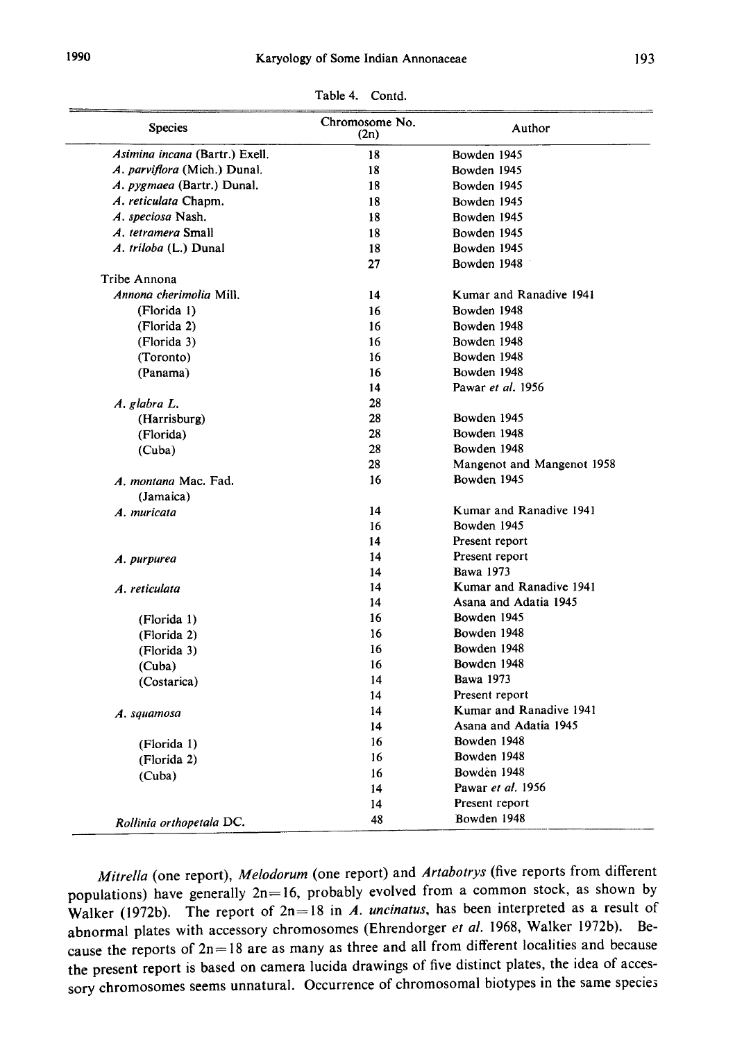Table 4. Contd.

| Species | Chromosome No. (2n) | Author |
|---|---|---|
| *Asimina incana* (Bartr.) Exell. | 18 | Bowden 1945 |
| *A. parviflora* (Mich.) Dunal. | 18 | Bowden 1945 |
| *A. pygmaea* (Bartr.) Dunal. | 18 | Bowden 1945 |
| *A. reticulata* Chapm. | 18 | Bowden 1945 |
| *A. speciosa* Nash. | 18 | Bowden 1945 |
| *A. tetramera* Small | 18 | Bowden 1945 |
| *A. triloba* (L.) Dunal | 18 | Bowden 1945 |
| | 27 | Bowden 1948 |
| Tribe Annona | | |
| *Annona cherimolia* Mill. | 14 | Kumar and Ranadive 1941 |
| (Florida 1) | 16 | Bowden 1948 |
| (Florida 2) | 16 | Bowden 1948 |
| (Florida 3) | 16 | Bowden 1948 |
| (Toronto) | 16 | Bowden 1948 |
| (Panama) | 16 | Bowden 1948 |
| | 14 | Pawar *et al.* 1956 |
| *A. glabra L.* | 28 | |
| (Harrisburg) | 28 | Bowden 1945 |
| (Florida) | 28 | Bowden 1948 |
| (Cuba) | 28 | Bowden 1948 |
| | 28 | Mangenot and Mangenot 1958 |
| *A. montana* Mac. Fad. (Jamaica) | 16 | Bowden 1945 |
| *A. muricata* | 14 | Kumar and Ranadive 1941 |
| | 16 | Bowden 1945 |
| | 14 | Present report |
| *A. purpurea* | 14 | Present report |
| | 14 | Bawa 1973 |
| *A. reticulata* | 14 | Kumar and Ranadive 1941 |
| | 14 | Asana and Adatia 1945 |
| (Florida 1) | 16 | Bowden 1945 |
| (Florida 2) | 16 | Bowden 1948 |
| (Florida 3) | 16 | Bowden 1948 |
| (Cuba) | 16 | Bowden 1948 |
| (Costarica) | 14 | Bawa 1973 |
| | 14 | Present report |
| *A. squamosa* | 14 | Kumar and Ranadive 1941 |
| | 14 | Asana and Adatia 1945 |
| (Florida 1) | 16 | Bowden 1948 |
| (Florida 2) | 16 | Bowden 1948 |
| (Cuba) | 16 | Bowden 1948 |
| | 14 | Pawar *et al.* 1956 |
| | 14 | Present report |
| *Rollinia orthopetala* DC. | 48 | Bowden 1948 |

*Mitrella* (one report), *Melodorum* (one report) and *Artabotrys* (five reports from different populations) have generally 2n=16, probably evolved from a common stock, as shown by Walker (1972b). The report of 2n=18 in *A. uncinatus*, has been interpreted as a result of abnormal plates with accessory chromosomes (Ehrendorger *et al.* 1968, Walker 1972b). Because the reports of 2n=18 are as many as three and all from different localities and because the present report is based on camera lucida drawings of five distinct plates, the idea of accessory chromosomes seems unnatural. Occurrence of chromosomal biotypes in the same species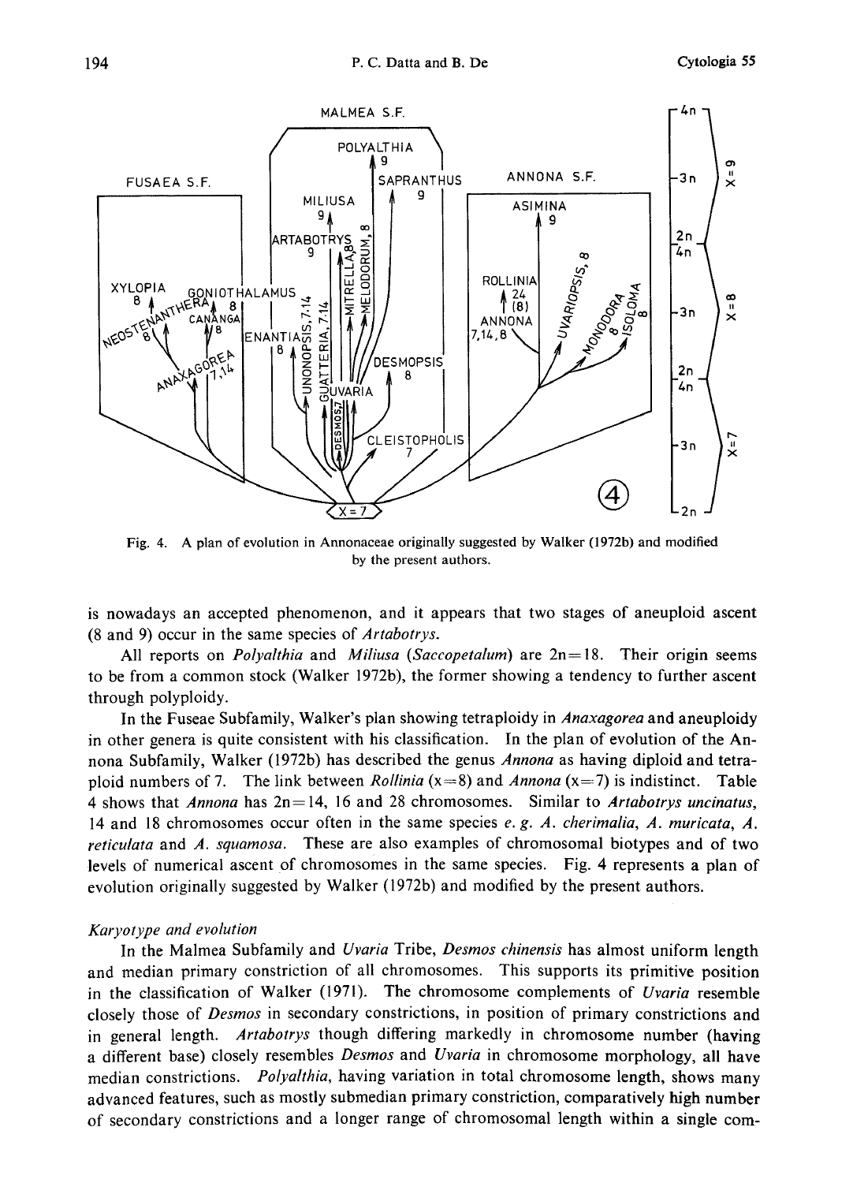Fig. 4. A plan of evolution in Annonaceae originally suggested by Walker (1972b) and modified by the present authors.

is nowadays an accepted phenomenon, and it appears that two stages of aneuploid ascent (8 and 9) occur in the same species of *Artabotrys*.

All reports on *Polyalthia* and *Miliusa* (*Saccopetalum*) are 2n=18. Their origin seems to be from a common stock (Walker 1972b), the former showing a tendency to further ascent through polyploidy.

In the Fuseae Subfamily, Walker's plan showing tetraploidy in *Anaxagorea* and aneuploidy in other genera is quite consistent with his classification. In the plan of evolution of the Annona Subfamily, Walker (1972b) has described the genus *Annona* as having diploid and tetraploid numbers of 7. The link between *Rollinia* (x=8) and *Annona* (x=7) is indistinct. Table 4 shows that *Annona* has 2n=14, 16 and 28 chromosomes. Similar to *Artabotrys uncinatus*, 14 and 18 chromosomes occur often in the same species *e. g. A. cherimalia*, *A. muricata*, *A. reticulata* and *A. squamosa*. These are also examples of chromosomal biotypes and of two levels of numerical ascent of chromosomes in the same species. Fig. 4 represents a plan of evolution originally suggested by Walker (1972b) and modified by the present authors.

### *Karyotype and evolution*

In the Malmea Subfamily and *Uvaria* Tribe, *Desmos chinensis* has almost uniform length and median primary constriction of all chromosomes. This supports its primitive position in the classification of Walker (1971). The chromosome complements of *Uvaria* resemble closely those of *Desmos* in secondary constrictions, in position of primary constrictions and in general length. *Artabotrys* though differing markedly in chromosome number (having a different base) closely resembles *Desmos* and *Uvaria* in chromosome morphology, all have median constrictions. *Polyalthia*, having variation in total chromosome length, shows many advanced features, such as mostly submedian primary constriction, comparatively high number of secondary constrictions and a longer range of chromosomal length within a single com-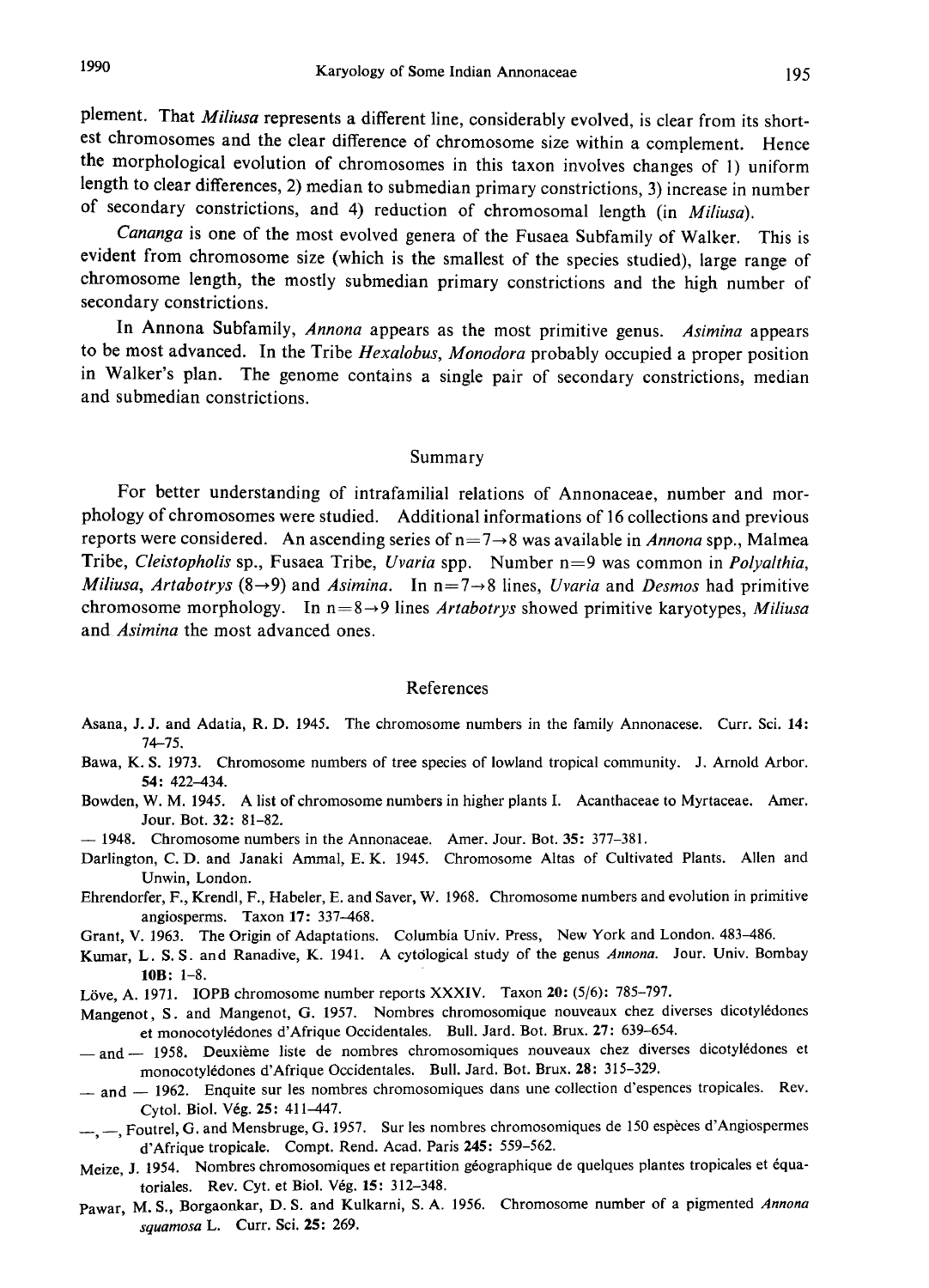plement. That *Miliusa* represents a different line, considerably evolved, is clear from its shortest chromosomes and the clear difference of chromosome size within a complement. Hence the morphological evolution of chromosomes in this taxon involves changes of 1) uniform length to clear differences, 2) median to submedian primary constrictions, 3) increase in number of secondary constrictions, and 4) reduction of chromosomal length (in *Miliusa*).

*Cananga* is one of the most evolved genera of the Fusaea Subfamily of Walker. This is evident from chromosome size (which is the smallest of the species studied), large range of chromosome length, the mostly submedian primary constrictions and the high number of secondary constrictions.

In Annona Subfamily, *Annona* appears as the most primitive genus. *Asimina* appears to be most advanced. In the Tribe *Hexalobus*, *Monodora* probably occupied a proper position in Walker's plan. The genome contains a single pair of secondary constrictions, median and submedian constrictions.

## Summary

For better understanding of intrafamilial relations of Annonaceae, number and morphology of chromosomes were studied. Additional informations of 16 collections and previous reports were considered. An ascending series of $n=7\rightarrow 8$ was available in *Annona* spp., Malmea Tribe, *Cleistopholis* sp., Fusaea Tribe, *Uvaria* spp. Number $n=9$ was common in *Polyalthia*, *Miliusa*, *Artabotrys* ($8\rightarrow 9$) and *Asimina*. In $n=7\rightarrow 8$ lines, *Uvaria* and *Desmos* had primitive chromosome morphology. In $n=8\rightarrow 9$ lines *Artabotrys* showed primitive karyotypes, *Miliusa* and *Asimina* the most advanced ones.

## References

Asana, J. J. and Adatia, R. D. 1945. The chromosome numbers in the family Annonacese. Curr. Sci. **14**: 74–75.

Bawa, K. S. 1973. Chromosome numbers of tree species of lowland tropical community. J. Arnold Arbor. **54**: 422–434.

Bowden, W. M. 1945. A list of chromosome numbers in higher plants I. Acanthaceae to Myrtaceae. Amer. Jour. Bot. **32**: 81–82.

— 1948. Chromosome numbers in the Annonaceae. Amer. Jour. Bot. **35**: 377–381.

Darlington, C. D. and Janaki Ammal, E. K. 1945. Chromosome Altas of Cultivated Plants. Allen and Unwin, London.

Ehrendorfer, F., Krendl, F., Habeler, E. and Saver, W. 1968. Chromosome numbers and evolution in primitive angiosperms. Taxon **17**: 337–468.

Grant, V. 1963. The Origin of Adaptations. Columbia Univ. Press, New York and London. 483–486.

Kumar, L. S. S. and Ranadive, K. 1941. A cytological study of the genus *Annona*. Jour. Univ. Bombay **10B**: 1–8.

Löve, A. 1971. IOPB chromosome number reports XXXIV. Taxon **20**: (5/6): 785–797.

Mangenot, S. and Mangenot, G. 1957. Nombres chromosomique nouveaux chez diverses dicotylédones et monocotylédones d'Afrique Occidentales. Bull. Jard. Bot. Brux. **27**: 639–654.

— and — 1958. Deuxième liste de nombres chromosomiques nouveaux chez diverses dicotylédones et monocotylédones d'Afrique Occidentales. Bull. Jard. Bot. Brux. **28**: 315–329.

— and — 1962. Enquite sur les nombres chromosomiques dans une collection d'espences tropicales. Rev. Cytol. Biol. Vég. **25**: 411–447.

—, —, Foutrel, G. and Mensbruge, G. 1957. Sur les nombres chromosomiques de 150 espèces d'Angiospermes d'Afrique tropicale. Compt. Rend. Acad. Paris **245**: 559–562.

Meize, J. 1954. Nombres chromosomiques et repartition géographique de quelques plantes tropicales et équatoriales. Rev. Cyt. et Biol. Vég. **15**: 312–348.

Pawar, M. S., Borgaonkar, D. S. and Kulkarni, S. A. 1956. Chromosome number of a pigmented *Annona squamosa* L. Curr. Sci. **25**: 269.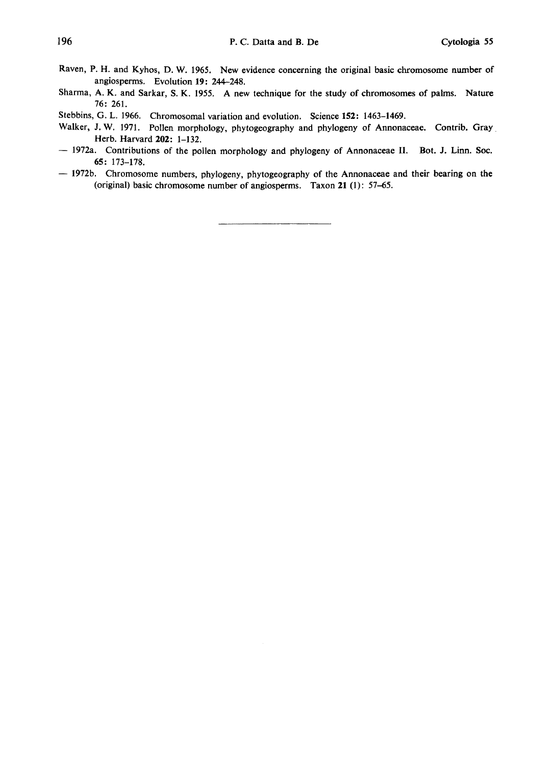Raven, P. H. and Kyhos, D. W. 1965. New evidence concerning the original basic chromosome number of angiosperms. Evolution **19**: 244–248.

Sharma, A. K. and Sarkar, S. K. 1955. A new technique for the study of chromosomes of palms. Nature 76: 261.

Stebbins, G. L. 1966. Chromosomal variation and evolution. Science **152**: 1463–1469.

Walker, J. W. 1971. Pollen morphology, phytogeography and phylogeny of Annonaceae. Contrib. Gray Herb. Harvard **202**: 1–132.

— 1972a. Contributions of the pollen morphology and phylogeny of Annonaceae II. Bot. J. Linn. Soc. **65**: 173–178.

— 1972b. Chromosome numbers, phylogeny, phytogeography of the Annonaceae and their bearing on the (original) basic chromosome number of angiosperms. Taxon **21** (1): 57–65.